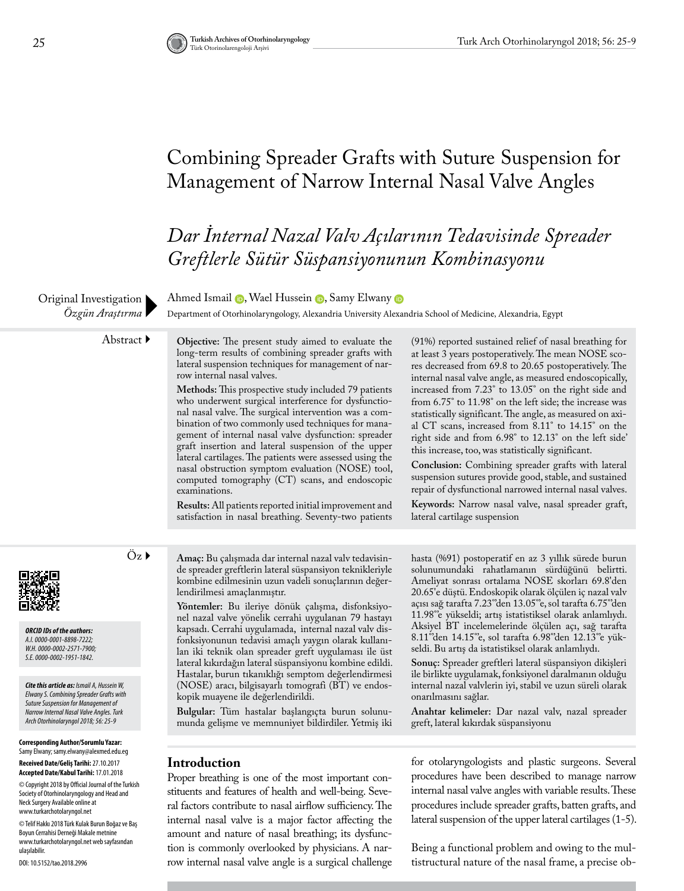# Combining Spreader Grafts with Suture Suspension for Management of Narrow Internal Nasal Valve Angles

# *Dar İnternal Nazal Valv Açılarının Tedavisinde Spreader Greftlerle Sütür Süspansiyonunun Kombinasyonu*

Original Investigation
*Özgün Araştırma*

Ahmed Ismail, Wael Hussein, Samy Elwany

Department of Otorhinolaryngology, Alexandria University Alexandria School of Medicine, Alexandria, Egypt

## Abstract

**Objective:** The present study aimed to evaluate the long-term results of combining spreader grafts with lateral suspension techniques for management of narrow internal nasal valves.

**Methods:** This prospective study included 79 patients who underwent surgical interference for dysfunctional nasal valve. The surgical intervention was a combination of two commonly used techniques for management of internal nasal valve dysfunction: spreader graft insertion and lateral suspension of the upper lateral cartilages. The patients were assessed using the nasal obstruction symptom evaluation (NOSE) tool, computed tomography (CT) scans, and endoscopic examinations.

**Results:** All patients reported initial improvement and satisfaction in nasal breathing. Seventy-two patients (91%) reported sustained relief of nasal breathing for at least 3 years postoperatively. The mean NOSE scores decreased from 69.8 to 20.65 postoperatively. The internal nasal valve angle, as measured endoscopically, increased from 7.23° to 13.05° on the right side and from 6.75° to 11.98° on the left side; the increase was statistically significant. The angle, as measured on axial CT scans, increased from 8.11° to 14.15° on the right side and from 6.98° to 12.13° on the left side' this increase, too, was statistically significant.

**Conclusion:** Combining spreader grafts with lateral suspension sutures provide good, stable, and sustained repair of dysfunctional narrowed internal nasal valves.

**Keywords:** Narrow nasal valve, nasal spreader graft, lateral cartilage suspension

## Öz

**Amaç:** Bu çalışmada dar internal nazal valv tedavisinde spreader greftlerin lateral süspansiyon teknikleriyle kombine edilmesinin uzun vadeli sonuçlarının değerlendirilmesi amaçlanmıştır.

**Yöntemler:** Bu ileriye dönük çalışma, disfonksiyonel nazal valve yönelik cerrahi uygulanan 79 hastayı kapsadı. Cerrahi uygulamada, internal nazal valv disfonksiyonunun tedavisi amaçlı yaygın olarak kullanılan iki teknik olan spreader greft uygulaması ile üst lateral kıkırdağın lateral süspansiyonu kombine edildi. Hastalar, burun tıkanıklığı semptom değerlendirmesi (NOSE) aracı, bilgisayarlı tomografi (BT) ve endoskopik muayene ile değerlendirildi.

**Bulgular:** Tüm hastalar başlangıçta burun solunumunda gelişme ve memnuniyet bildirdiler. Yetmiş iki hasta (%91) postoperatif en az 3 yıllık sürede burun solunumundaki rahatlamanın sürdüğünü belirtti. Ameliyat sonrası ortalama NOSE skorları 69.8'den 20.65'e düştü. Endoskopik olarak ölçülen iç nazal valv açısı sağ tarafta 7.23°'den 13.05°'e, sol tarafta 6.75°'den 11.98°'e yükseldi; artış istatistiksel olarak anlamlıydı. Aksiyel BT incelemelerinde ölçülen açı, sağ tarafta 8.11°'den 14.15°'e, sol tarafta 6.98°'den 12.13°'e yükseldi. Bu artış da istatistiksel olarak anlamlıydı.

**Sonuç:** Spreader greftleri lateral süspansiyon dikişleri ile birlikte uygulamak, fonksiyonel daralmanın olduğu internal nazal valvlerin iyi, stabil ve uzun süreli olarak onarılmasını sağlar.

**Anahtar kelimeler:** Dar nazal valv, nazal spreader greft, lateral kıkırdak süspansiyonu

***ORCID IDs of the authors:*** *A.I. 0000-0001-8898-7222; W.H. 0000-0002-2571-7900; S.E. 0000-0002-1951-1842.*

***Cite this article as:*** *Ismail A, Hussein W, Elwany S. Combining Spreader Grafts with Suture Suspension for Management of Narrow Internal Nasal Valve Angles. Turk Arch Otorhinolaryngol 2018; 56: 25-9*

**Corresponding Author/Sorumlu Yazar:** Samy Elwany; samy.elwany@alexmed.edu.eg

**Received Date/Geliş Tarihi:** 27.10.2017
**Accepted Date/Kabul Tarihi:** 17.01.2018

© Copyright 2018 by Official Journal of the Turkish Society of Otorhinolaryngology and Head and Neck Surgery Available online at www.turkarchotolaryngol.net

© Telif Hakkı 2018 Türk Kulak Burun Boğaz ve Baş Boyun Cerrahisi Derneği Makale metnine www.turkarchotolaryngol.net web sayfasından ulaşılabilir.

DOI: 10.5152/tao.2018.2996

## Introduction

Proper breathing is one of the most important constituents and features of health and well-being. Several factors contribute to nasal airflow sufficiency. The internal nasal valve is a major factor affecting the amount and nature of nasal breathing; its dysfunction is commonly overlooked by physicians. A narrow internal nasal valve angle is a surgical challenge for otolaryngologists and plastic surgeons. Several procedures have been described to manage narrow internal nasal valve angles with variable results. These procedures include spreader grafts, batten grafts, and lateral suspension of the upper lateral cartilages (1-5).

Being a functional problem and owing to the multistructural nature of the nasal frame, a precise ob-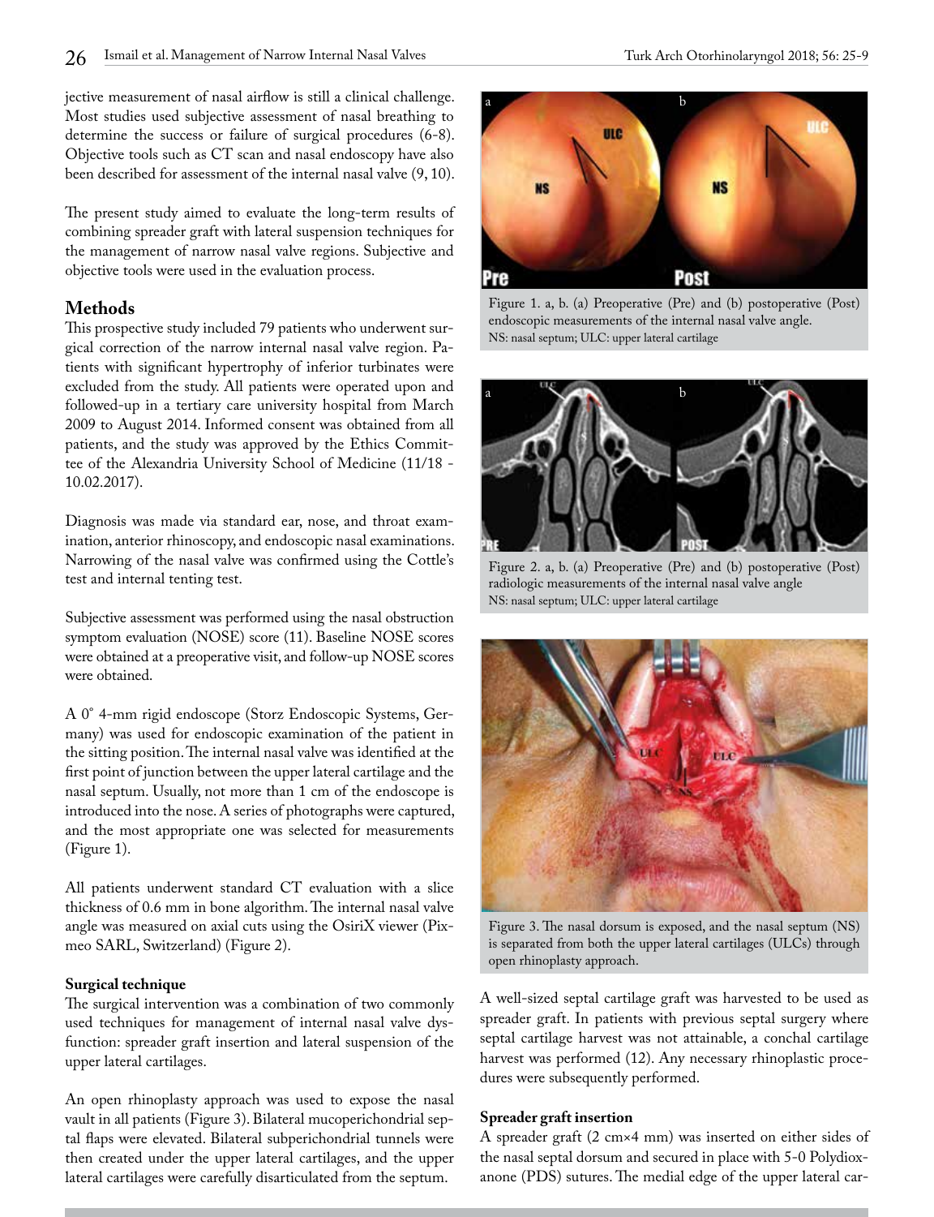jective measurement of nasal airflow is still a clinical challenge. Most studies used subjective assessment of nasal breathing to determine the success or failure of surgical procedures (6-8). Objective tools such as CT scan and nasal endoscopy have also been described for assessment of the internal nasal valve (9, 10).

The present study aimed to evaluate the long-term results of combining spreader graft with lateral suspension techniques for the management of narrow nasal valve regions. Subjective and objective tools were used in the evaluation process.

## Methods

This prospective study included 79 patients who underwent surgical correction of the narrow internal nasal valve region. Patients with significant hypertrophy of inferior turbinates were excluded from the study. All patients were operated upon and followed-up in a tertiary care university hospital from March 2009 to August 2014. Informed consent was obtained from all patients, and the study was approved by the Ethics Committee of the Alexandria University School of Medicine (11/18 - 10.02.2017).

Diagnosis was made via standard ear, nose, and throat examination, anterior rhinoscopy, and endoscopic nasal examinations. Narrowing of the nasal valve was confirmed using the Cottle's test and internal tenting test.

Subjective assessment was performed using the nasal obstruction symptom evaluation (NOSE) score (11). Baseline NOSE scores were obtained at a preoperative visit, and follow-up NOSE scores were obtained.

A 0° 4-mm rigid endoscope (Storz Endoscopic Systems, Germany) was used for endoscopic examination of the patient in the sitting position. The internal nasal valve was identified at the first point of junction between the upper lateral cartilage and the nasal septum. Usually, not more than 1 cm of the endoscope is introduced into the nose. A series of photographs were captured, and the most appropriate one was selected for measurements (Figure 1).

Figure 1. a, b. (a) Preoperative (Pre) and (b) postoperative (Post) endoscopic measurements of the internal nasal valve angle.
NS: nasal septum; ULC: upper lateral cartilage

All patients underwent standard CT evaluation with a slice thickness of 0.6 mm in bone algorithm. The internal nasal valve angle was measured on axial cuts using the OsiriX viewer (Pixmeo SARL, Switzerland) (Figure 2).

Figure 2. a, b. (a) Preoperative (Pre) and (b) postoperative (Post) radiologic measurements of the internal nasal valve angle
NS: nasal septum; ULC: upper lateral cartilage

### Surgical technique

The surgical intervention was a combination of two commonly used techniques for management of internal nasal valve dysfunction: spreader graft insertion and lateral suspension of the upper lateral cartilages.

An open rhinoplasty approach was used to expose the nasal vault in all patients (Figure 3). Bilateral mucoperichondrial septal flaps were elevated. Bilateral subperichondrial tunnels were then created under the upper lateral cartilages, and the upper lateral cartilages were carefully disarticulated from the septum.

Figure 3. The nasal dorsum is exposed, and the nasal septum (NS) is separated from both the upper lateral cartilages (ULCs) through open rhinoplasty approach.

A well-sized septal cartilage graft was harvested to be used as spreader graft. In patients with previous septal surgery where septal cartilage harvest was not attainable, a conchal cartilage harvest was performed (12). Any necessary rhinoplastic procedures were subsequently performed.

### Spreader graft insertion

A spreader graft (2 cm×4 mm) was inserted on either sides of the nasal septal dorsum and secured in place with 5-0 Polydioxanone (PDS) sutures. The medial edge of the upper lateral car-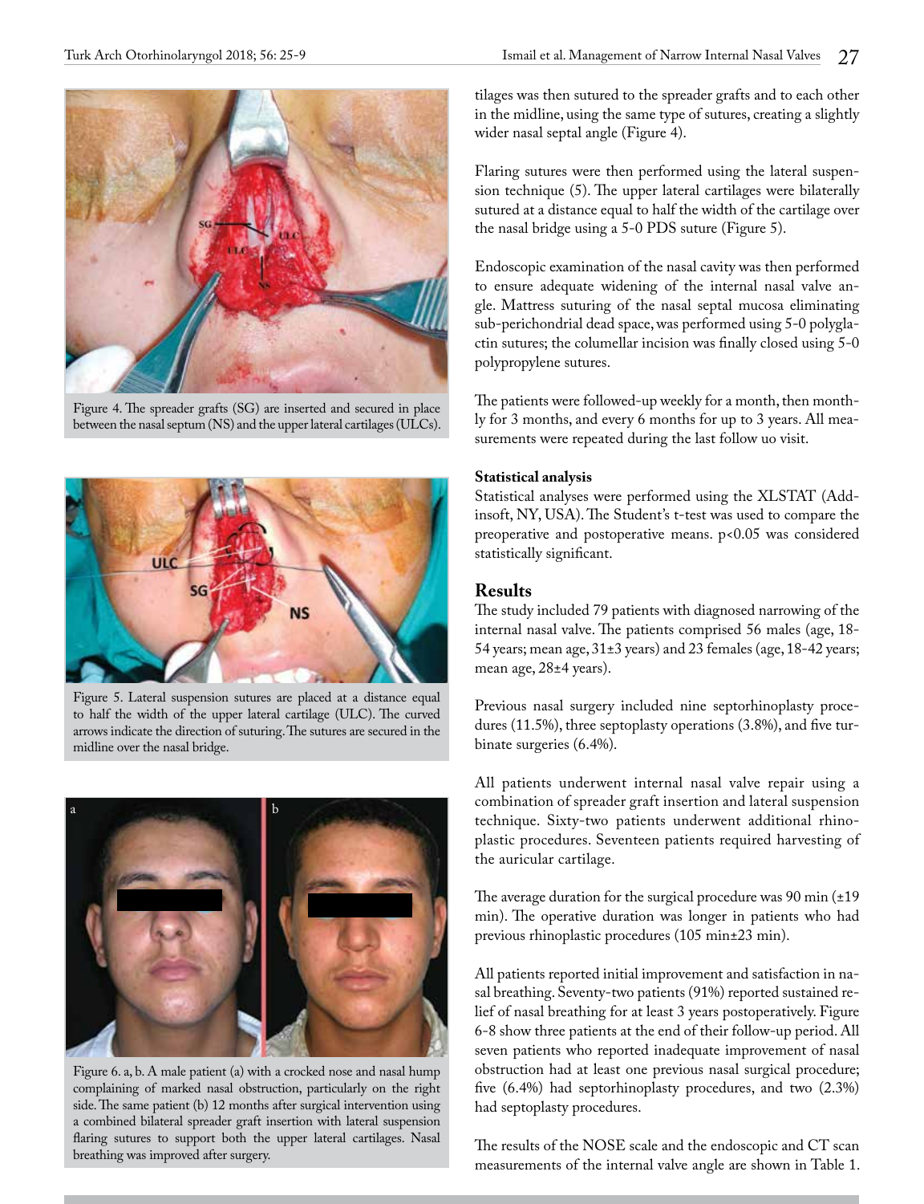Figure 4. The spreader grafts (SG) are inserted and secured in place between the nasal septum (NS) and the upper lateral cartilages (ULCs).

Figure 5. Lateral suspension sutures are placed at a distance equal to half the width of the upper lateral cartilage (ULC). The curved arrows indicate the direction of suturing. The sutures are secured in the midline over the nasal bridge.

Figure 6. a, b. A male patient (a) with a crocked nose and nasal hump complaining of marked nasal obstruction, particularly on the right side. The same patient (b) 12 months after surgical intervention using a combined bilateral spreader graft insertion with lateral suspension flaring sutures to support both the upper lateral cartilages. Nasal breathing was improved after surgery.

tilages was then sutured to the spreader grafts and to each other in the midline, using the same type of sutures, creating a slightly wider nasal septal angle (Figure 4).

Flaring sutures were then performed using the lateral suspension technique (5). The upper lateral cartilages were bilaterally sutured at a distance equal to half the width of the cartilage over the nasal bridge using a 5-0 PDS suture (Figure 5).

Endoscopic examination of the nasal cavity was then performed to ensure adequate widening of the internal nasal valve angle. Mattress suturing of the nasal septal mucosa eliminating sub-perichondrial dead space, was performed using 5-0 polyglactin sutures; the columellar incision was finally closed using 5-0 polypropylene sutures.

The patients were followed-up weekly for a month, then monthly for 3 months, and every 6 months for up to 3 years. All measurements were repeated during the last follow uo visit.

### Statistical analysis

Statistical analyses were performed using the XLSTAT (Addinsoft, NY, USA). The Student's t-test was used to compare the preoperative and postoperative means. $p<0.05$ was considered statistically significant.

## Results

The study included 79 patients with diagnosed narrowing of the internal nasal valve. The patients comprised 56 males (age, 18-54 years; mean age, 31±3 years) and 23 females (age, 18-42 years; mean age, 28±4 years).

Previous nasal surgery included nine septorhinoplasty procedures (11.5%), three septoplasty operations (3.8%), and five turbinate surgeries (6.4%).

All patients underwent internal nasal valve repair using a combination of spreader graft insertion and lateral suspension technique. Sixty-two patients underwent additional rhinoplastic procedures. Seventeen patients required harvesting of the auricular cartilage.

The average duration for the surgical procedure was 90 min (±19 min). The operative duration was longer in patients who had previous rhinoplastic procedures (105 min±23 min).

All patients reported initial improvement and satisfaction in nasal breathing. Seventy-two patients (91%) reported sustained relief of nasal breathing for at least 3 years postoperatively. Figure 6-8 show three patients at the end of their follow-up period. All seven patients who reported inadequate improvement of nasal obstruction had at least one previous nasal surgical procedure; five (6.4%) had septorhinoplasty procedures, and two (2.3%) had septoplasty procedures.

The results of the NOSE scale and the endoscopic and CT scan measurements of the internal valve angle are shown in Table 1.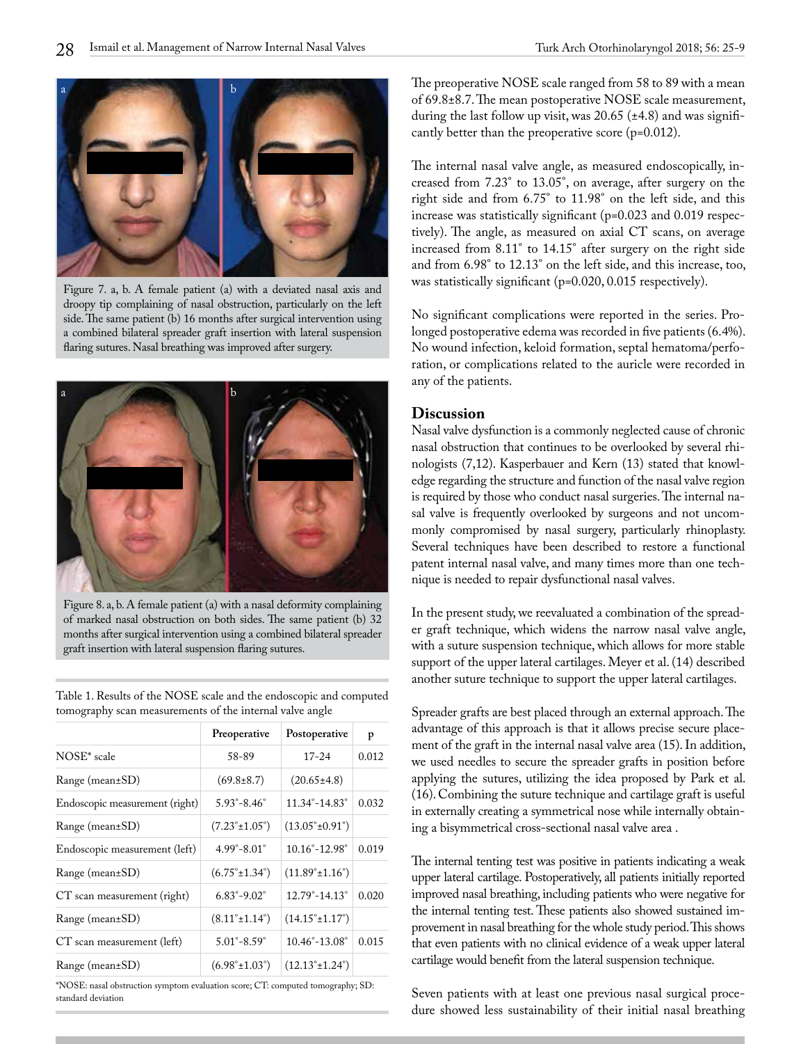Figure 7. a, b. A female patient (a) with a deviated nasal axis and droopy tip complaining of nasal obstruction, particularly on the left side. The same patient (b) 16 months after surgical intervention using a combined bilateral spreader graft insertion with lateral suspension flaring sutures. Nasal breathing was improved after surgery.

Figure 8. a, b. A female patient (a) with a nasal deformity complaining of marked nasal obstruction on both sides. The same patient (b) 32 months after surgical intervention using a combined bilateral spreader graft insertion with lateral suspension flaring sutures.

Table 1. Results of the NOSE scale and the endoscopic and computed tomography scan measurements of the internal valve angle

| | Preoperative | Postoperative | p |
|---|---|---|---|
| NOSE* scale | 58-89 | 17-24 | 0.012 |
| Range (mean±SD) | (69.8±8.7) | (20.65±4.8) | |
| Endoscopic measurement (right) | 5.93°-8.46° | 11.34°-14.83° | 0.032 |
| Range (mean±SD) | (7.23°±1.05°) | (13.05°±0.91°) | |
| Endoscopic measurement (left) | 4.99°-8.01° | 10.16°-12.98° | 0.019 |
| Range (mean±SD) | (6.75°±1.34°) | (11.89°±1.16°) | |
| CT scan measurement (right) | 6.83°-9.02° | 12.79°-14.13° | 0.020 |
| Range (mean±SD) | (8.11°±1.14°) | (14.15°±1.17°) | |
| CT scan measurement (left) | 5.01°-8.59° | 10.46°-13.08° | 0.015 |
| Range (mean±SD) | (6.98°±1.03°) | (12.13°±1.24°) | |

*NOSE: nasal obstruction symptom evaluation score; CT: computed tomography; SD: standard deviation

The preoperative NOSE scale ranged from 58 to 89 with a mean of 69.8±8.7. The mean postoperative NOSE scale measurement, during the last follow up visit, was 20.65 (±4.8) and was significantly better than the preoperative score (p=0.012).

The internal nasal valve angle, as measured endoscopically, increased from 7.23° to 13.05°, on average, after surgery on the right side and from 6.75° to 11.98° on the left side, and this increase was statistically significant (p=0.023 and 0.019 respectively). The angle, as measured on axial CT scans, on average increased from 8.11° to 14.15° after surgery on the right side and from 6.98° to 12.13° on the left side, and this increase, too, was statistically significant (p=0.020, 0.015 respectively).

No significant complications were reported in the series. Prolonged postoperative edema was recorded in five patients (6.4%). No wound infection, keloid formation, septal hematoma/perforation, or complications related to the auricle were recorded in any of the patients.

## Discussion

Nasal valve dysfunction is a commonly neglected cause of chronic nasal obstruction that continues to be overlooked by several rhinologists (7,12). Kasperbauer and Kern (13) stated that knowledge regarding the structure and function of the nasal valve region is required by those who conduct nasal surgeries. The internal nasal valve is frequently overlooked by surgeons and not uncommonly compromised by nasal surgery, particularly rhinoplasty. Several techniques have been described to restore a functional patent internal nasal valve, and many times more than one technique is needed to repair dysfunctional nasal valves.

In the present study, we reevaluated a combination of the spreader graft technique, which widens the narrow nasal valve angle, with a suture suspension technique, which allows for more stable support of the upper lateral cartilages. Meyer et al. (14) described another suture technique to support the upper lateral cartilages.

Spreader grafts are best placed through an external approach. The advantage of this approach is that it allows precise secure placement of the graft in the internal nasal valve area (15). In addition, we used needles to secure the spreader grafts in position before applying the sutures, utilizing the idea proposed by Park et al. (16). Combining the suture technique and cartilage graft is useful in externally creating a symmetrical nose while internally obtaining a bisymmetrical cross-sectional nasal valve area .

The internal tenting test was positive in patients indicating a weak upper lateral cartilage. Postoperatively, all patients initially reported improved nasal breathing, including patients who were negative for the internal tenting test. These patients also showed sustained improvement in nasal breathing for the whole study period. This shows that even patients with no clinical evidence of a weak upper lateral cartilage would benefit from the lateral suspension technique.

Seven patients with at least one previous nasal surgical procedure showed less sustainability of their initial nasal breathing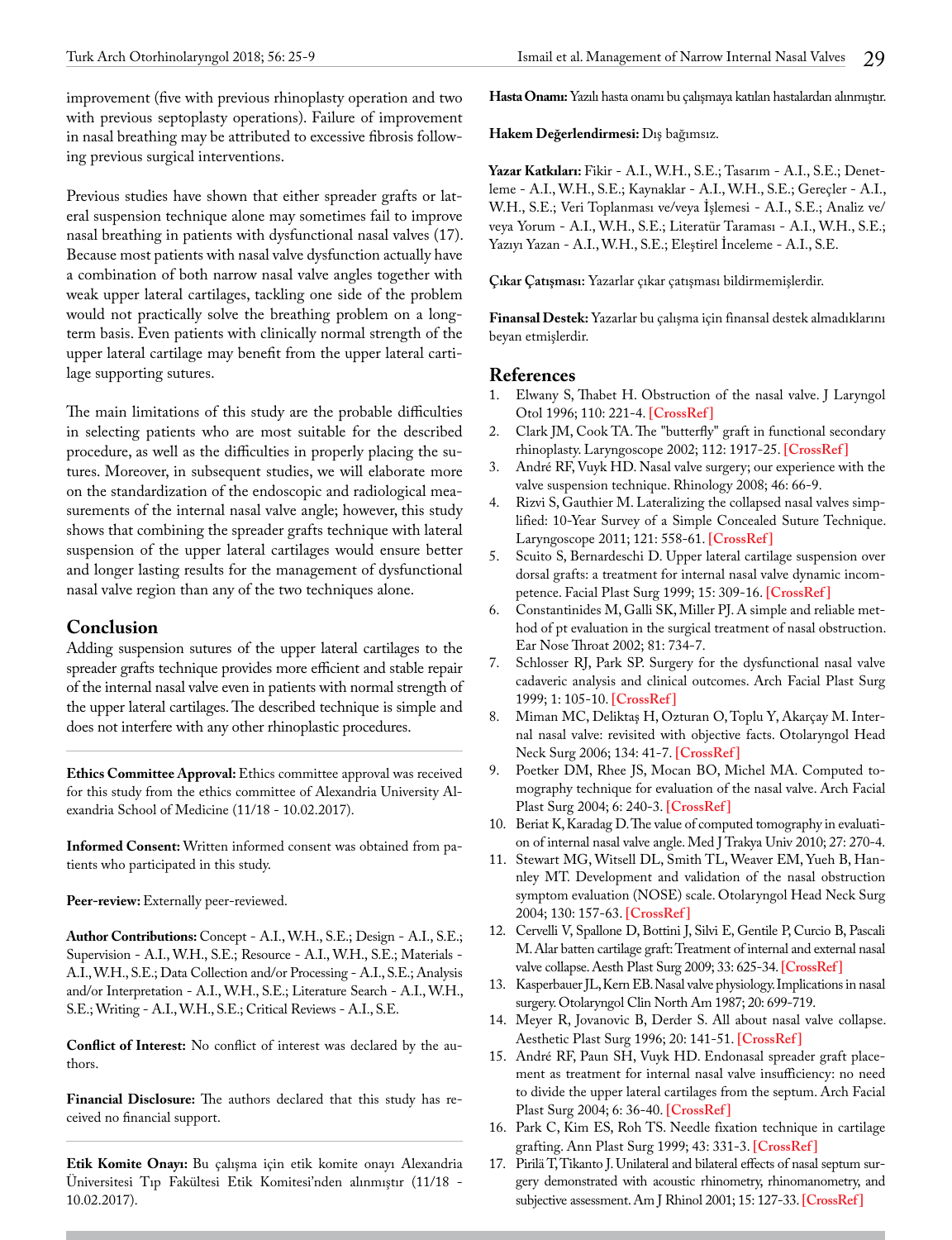improvement (five with previous rhinoplasty operation and two with previous septoplasty operations). Failure of improvement in nasal breathing may be attributed to excessive fibrosis following previous surgical interventions.

Previous studies have shown that either spreader grafts or lateral suspension technique alone may sometimes fail to improve nasal breathing in patients with dysfunctional nasal valves (17). Because most patients with nasal valve dysfunction actually have a combination of both narrow nasal valve angles together with weak upper lateral cartilages, tackling one side of the problem would not practically solve the breathing problem on a long-term basis. Even patients with clinically normal strength of the upper lateral cartilage may benefit from the upper lateral cartilage supporting sutures.

The main limitations of this study are the probable difficulties in selecting patients who are most suitable for the described procedure, as well as the difficulties in properly placing the sutures. Moreover, in subsequent studies, we will elaborate more on the standardization of the endoscopic and radiological measurements of the internal nasal valve angle; however, this study shows that combining the spreader grafts technique with lateral suspension of the upper lateral cartilages would ensure better and longer lasting results for the management of dysfunctional nasal valve region than any of the two techniques alone.

## Conclusion

Adding suspension sutures of the upper lateral cartilages to the spreader grafts technique provides more efficient and stable repair of the internal nasal valve even in patients with normal strength of the upper lateral cartilages. The described technique is simple and does not interfere with any other rhinoplastic procedures.

**Ethics Committee Approval:** Ethics committee approval was received for this study from the ethics committee of Alexandria University Alexandria School of Medicine (11/18 - 10.02.2017).

**Informed Consent:** Written informed consent was obtained from patients who participated in this study.

**Peer-review:** Externally peer-reviewed.

**Author Contributions:** Concept - A.I., W.H., S.E.; Design - A.I., S.E.; Supervision - A.I., W.H., S.E.; Resource - A.I., W.H., S.E.; Materials - A.I., W.H., S.E.; Data Collection and/or Processing - A.I., S.E.; Analysis and/or Interpretation - A.I., W.H., S.E.; Literature Search - A.I., W.H., S.E.; Writing - A.I., W.H., S.E.; Critical Reviews - A.I., S.E.

**Conflict of Interest:** No conflict of interest was declared by the authors.

**Financial Disclosure:** The authors declared that this study has received no financial support.

**Etik Komite Onayı:** Bu çalışma için etik komite onayı Alexandria Üniversitesi Tıp Fakültesi Etik Komitesi'nden alınmıştır (11/18 - 10.02.2017).

**Hasta Onamı:** Yazılı hasta onamı bu çalışmaya katılan hastalardan alınmıştır.

**Hakem Değerlendirmesi:** Dış bağımsız.

**Yazar Katkıları:** Fikir - A.I., W.H., S.E.; Tasarım - A.I., S.E.; Denetleme - A.I., W.H., S.E.; Kaynaklar - A.I., W.H., S.E.; Gereçler - A.I., W.H., S.E.; Veri Toplanması ve/veya İşlemesi - A.I., S.E.; Analiz ve/veya Yorum - A.I., W.H., S.E.; Literatür Taraması - A.I., W.H., S.E.; Yazıyı Yazan - A.I., W.H., S.E.; Eleştirel İnceleme - A.I., S.E.

**Çıkar Çatışması:** Yazarlar çıkar çatışması bildirmemişlerdir.

**Finansal Destek:** Yazarlar bu çalışma için finansal destek almadıklarını beyan etmişlerdir.

## References

1. Elwany S, Thabet H. Obstruction of the nasal valve. J Laryngol Otol 1996; 110: 221-4. [CrossRef]
2. Clark JM, Cook TA. The "butterfly" graft in functional secondary rhinoplasty. Laryngoscope 2002; 112: 1917-25. [CrossRef]
3. André RF, Vuyk HD. Nasal valve surgery; our experience with the valve suspension technique. Rhinology 2008; 46: 66-9.
4. Rizvi S, Gauthier M. Lateralizing the collapsed nasal valves simplified: 10-Year Survey of a Simple Concealed Suture Technique. Laryngoscope 2011; 121: 558-61. [CrossRef]
5. Scuito S, Bernardeschi D. Upper lateral cartilage suspension over dorsal grafts: a treatment for internal nasal valve dynamic incompetence. Facial Plast Surg 1999; 15: 309-16. [CrossRef]
6. Constantinides M, Galli SK, Miller PJ. A simple and reliable method of pt evaluation in the surgical treatment of nasal obstruction. Ear Nose Throat 2002; 81: 734-7.
7. Schlosser RJ, Park SP. Surgery for the dysfunctional nasal valve cadaveric analysis and clinical outcomes. Arch Facial Plast Surg 1999; 1: 105-10. [CrossRef]
8. Miman MC, Deliktaş H, Ozturan O, Toplu Y, Akarçay M. Internal nasal valve: revisited with objective facts. Otolaryngol Head Neck Surg 2006; 134: 41-7. [CrossRef]
9. Poetker DM, Rhee JS, Mocan BO, Michel MA. Computed tomography technique for evaluation of the nasal valve. Arch Facial Plast Surg 2004; 6: 240-3. [CrossRef]
10. Beriat K, Karadag D. The value of computed tomography in evaluation of internal nasal valve angle. Med J Trakya Univ 2010; 27: 270-4.
11. Stewart MG, Witsell DL, Smith TL, Weaver EM, Yueh B, Hanley MT. Development and validation of the nasal obstruction symptom evaluation (NOSE) scale. Otolaryngol Head Neck Surg 2004; 130: 157-63. [CrossRef]
12. Cervelli V, Spallone D, Bottini J, Silvi E, Gentile P, Curcio B, Pascali M. Alar batten cartilage graft: Treatment of internal and external nasal valve collapse. Aesth Plast Surg 2009; 33: 625-34. [CrossRef]
13. Kasperbauer JL, Kern EB. Nasal valve physiology. Implications in nasal surgery. Otolaryngol Clin North Am 1987; 20: 699-719.
14. Meyer R, Jovanovic B, Derder S. All about nasal valve collapse. Aesthetic Plast Surg 1996; 20: 141-51. [CrossRef]
15. André RF, Paun SH, Vuyk HD. Endonasal spreader graft placement as treatment for internal nasal valve insufficiency: no need to divide the upper lateral cartilages from the septum. Arch Facial Plast Surg 2004; 6: 36-40. [CrossRef]
16. Park C, Kim ES, Roh TS. Needle fixation technique in cartilage grafting. Ann Plast Surg 1999; 43: 331-3. [CrossRef]
17. Pirilä T, Tikanto J. Unilateral and bilateral effects of nasal septum surgery demonstrated with acoustic rhinometry, rhinomanometry, and subjective assessment. Am J Rhinol 2001; 15: 127-33. [CrossRef]